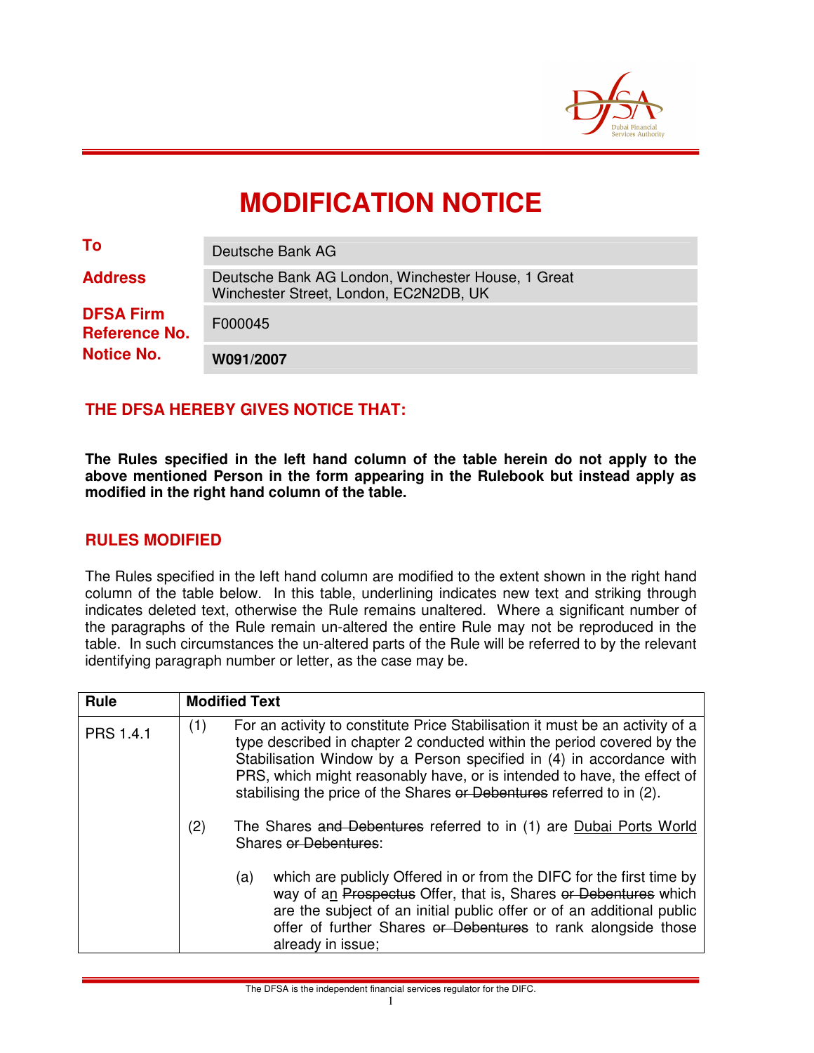# MODIFICATION NOTICE

| | |
|---|---|
| **To** | Deutsche Bank AG |
| **Address** | Deutsche Bank AG London, Winchester House, 1 Great Winchester Street, London, EC2N2DB, UK |
| **DFSA Firm Reference No.** | F000045 |
| **Notice No.** | **W091/2007** |

## THE DFSA HEREBY GIVES NOTICE THAT:

**The Rules specified in the left hand column of the table herein do not apply to the above mentioned Person in the form appearing in the Rulebook but instead apply as modified in the right hand column of the table.**

## RULES MODIFIED

The Rules specified in the left hand column are modified to the extent shown in the right hand column of the table below. In this table, underlining indicates new text and striking through indicates deleted text, otherwise the Rule remains unaltered. Where a significant number of the paragraphs of the Rule remain un-altered the entire Rule may not be reproduced in the table. In such circumstances the un-altered parts of the Rule will be referred to by the relevant identifying paragraph number or letter, as the case may be.

| Rule | Modified Text |
|---|---|
| PRS 1.4.1 | (1) For an activity to constitute Price Stabilisation it must be an activity of a type described in chapter 2 conducted within the period covered by the Stabilisation Window by a Person specified in (4) in accordance with PRS, which might reasonably have, or is intended to have, the effect of stabilising the price of the Shares ~~or Debentures~~ referred to in (2).<br><br>(2) The Shares ~~and Debentures~~ referred to in (1) are <u>Dubai Ports World</u> Shares ~~or Debentures~~:<br><br>(a) which are publicly Offered in or from the DIFC for the first time by way of a<u>n</u> ~~Prospectus~~ Offer, that is, Shares ~~or Debentures~~ which are the subject of an initial public offer or of an additional public offer of further Shares ~~or Debentures~~ to rank alongside those already in issue; |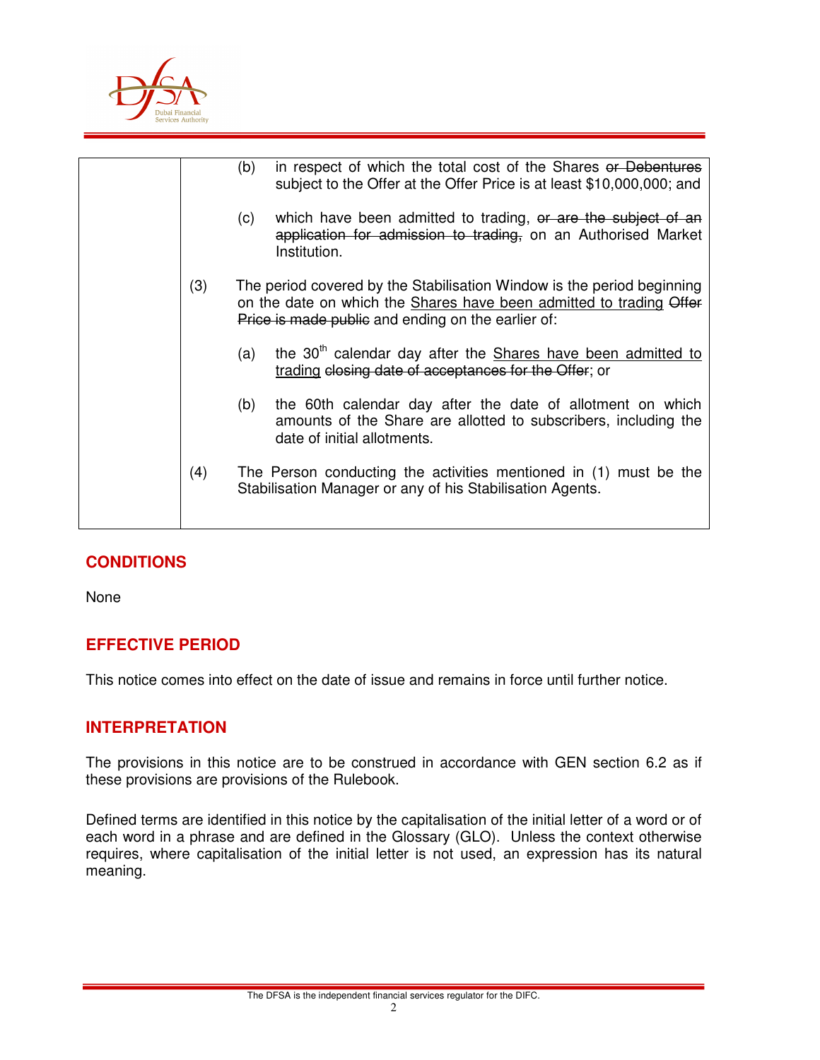| | (b) in respect of which the total cost of the Shares ~~or Debentures~~ subject to the Offer at the Offer Price is at least $10,000,000; and<br><br>(c) which have been admitted to trading, ~~or are the subject of an application for admission to trading,~~ on an Authorised Market Institution.<br><br>(3) The period covered by the Stabilisation Window is the period beginning on the date on which the <u>Shares have been admitted to trading</u> ~~Offer Price is made public~~ and ending on the earlier of:<br><br>(a) the 30th calendar day after the <u>Shares have been admitted to trading</u> ~~closing date of acceptances for the Offer~~; or<br><br>(b) the 60th calendar day after the date of allotment on which amounts of the Share are allotted to subscribers, including the date of initial allotments.<br><br>(4) The Person conducting the activities mentioned in (1) must be the Stabilisation Manager or any of his Stabilisation Agents. |
|---|---|

## CONDITIONS

None

## EFFECTIVE PERIOD

This notice comes into effect on the date of issue and remains in force until further notice.

## INTERPRETATION

The provisions in this notice are to be construed in accordance with GEN section 6.2 as if these provisions are provisions of the Rulebook.

Defined terms are identified in this notice by the capitalisation of the initial letter of a word or of each word in a phrase and are defined in the Glossary (GLO). Unless the context otherwise requires, where capitalisation of the initial letter is not used, an expression has its natural meaning.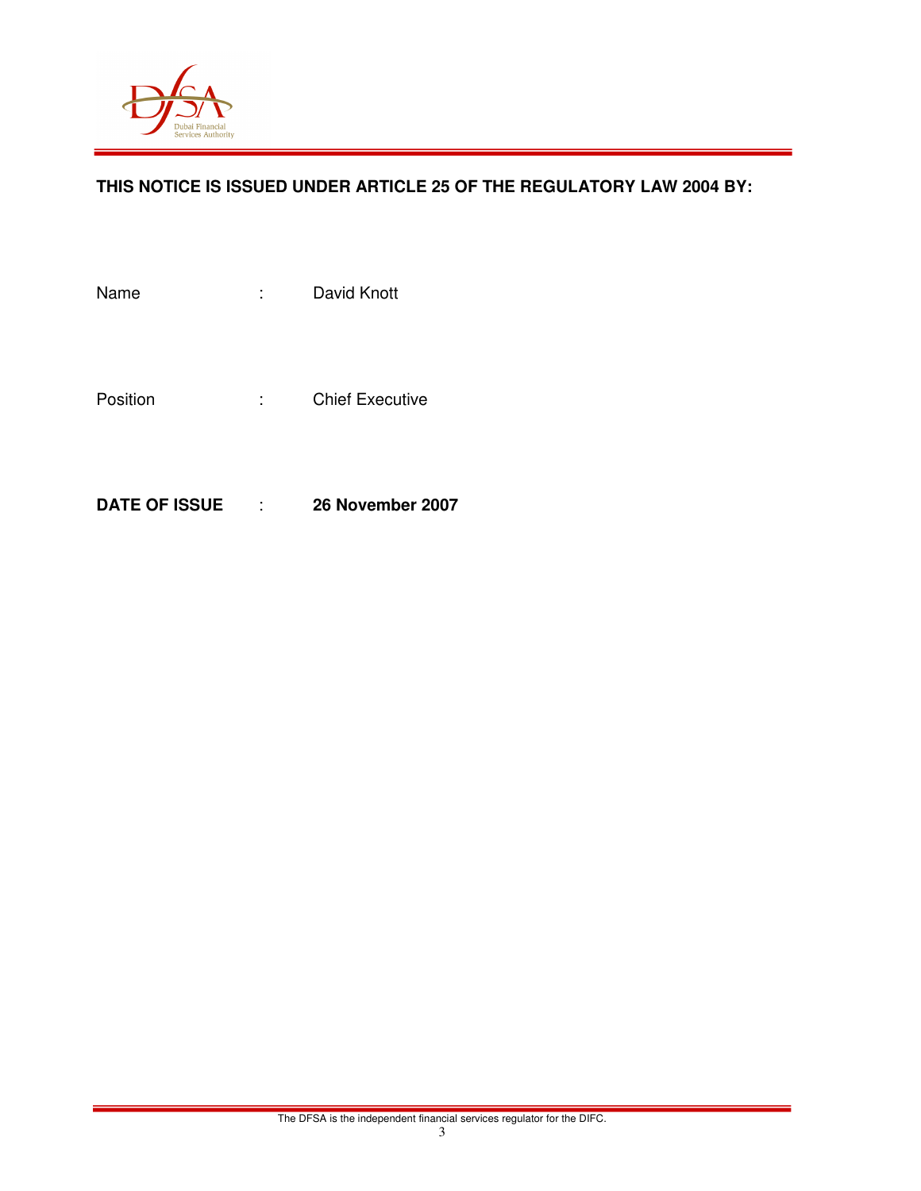**THIS NOTICE IS ISSUED UNDER ARTICLE 25 OF THE REGULATORY LAW 2004 BY:**

Name : David Knott

Position : Chief Executive

**DATE OF ISSUE : 26 November 2007**

The DFSA is the independent financial services regulator for the DIFC.